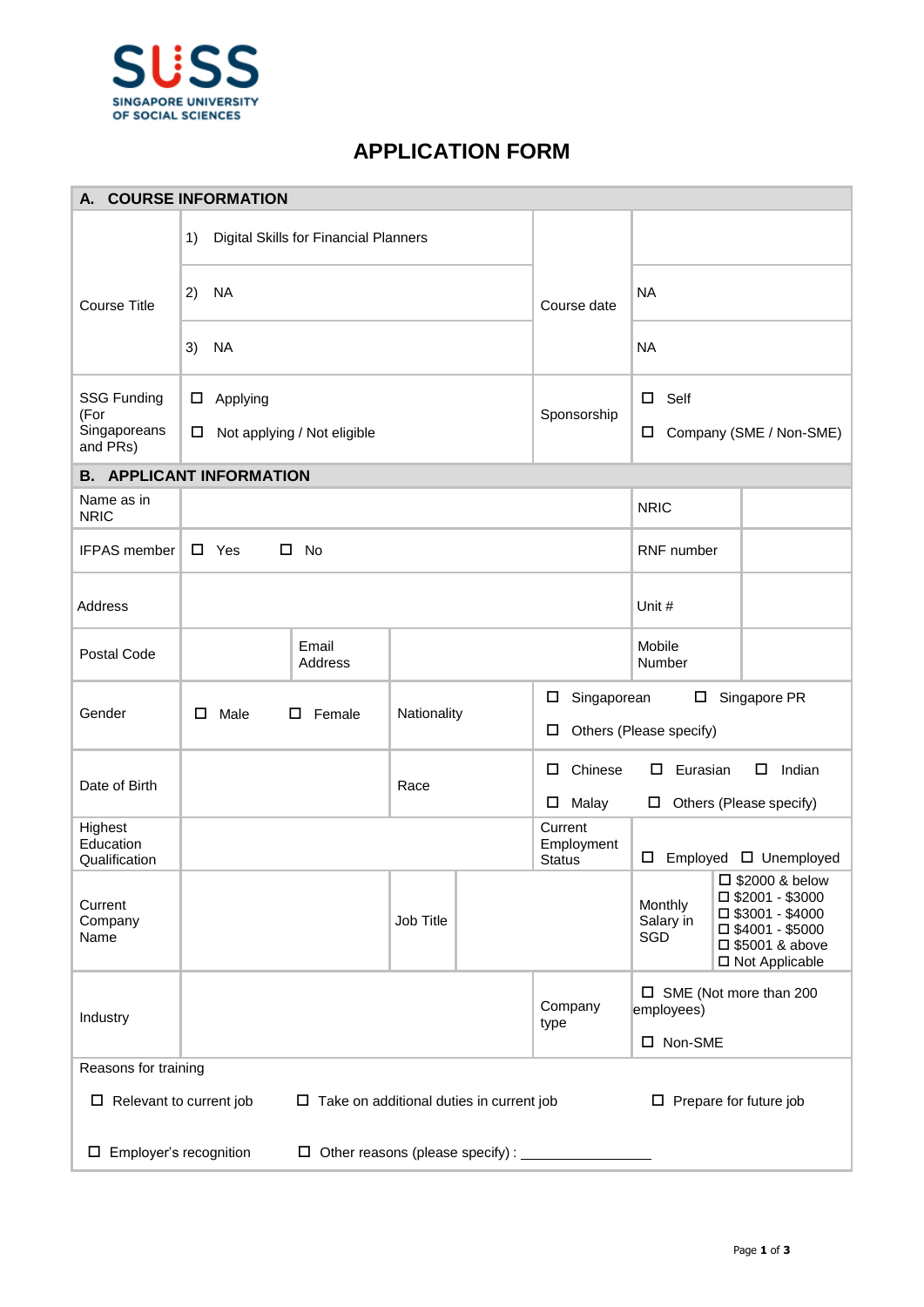SUSS
SINGAPORE UNIVERSITY OF SOCIAL SCIENCES

# APPLICATION FORM

## A. COURSE INFORMATION

| | | | |
|---|---|---|---|
| Course Title | 1) Digital Skills for Financial Planners | Course date | |
| | 2) NA | | NA |
| | 3) NA | | NA |
| SSG Funding (For Singaporeans and PRs) | ☐ Applying<br>☐ Not applying / Not eligible | Sponsorship | ☐ Self<br>☐ Company (SME / Non-SME) |

## B. APPLICANT INFORMATION

| | | | | | |
|---|---|---|---|---|---|
| Name as in NRIC | | | | NRIC | |
| IFPAS member | ☐ Yes ☐ No | | | RNF number | |
| Address | | | | Unit # | |
| Postal Code | | Email Address | | Mobile Number | |
| Gender | ☐ Male ☐ Female | Nationality | ☐ Singaporean ☐ Singapore PR<br>☐ Others (Please specify) | | |
| Date of Birth | | Race | ☐ Chinese ☐ Eurasian ☐ Indian<br>☐ Malay ☐ Others (Please specify) | | |
| Highest Education Qualification | | | Current Employment Status | ☐ Employed ☐ Unemployed | |
| Current Company Name | | Job Title | | Monthly Salary in SGD | ☐ $2000 & below<br>☐ $2001 - $3000<br>☐ $3001 - $4000<br>☐ $4001 - $5000<br>☐ $5001 & above<br>☐ Not Applicable |
| Industry | | | Company type | ☐ SME (Not more than 200 employees)<br>☐ Non-SME | |

Reasons for training

☐ Relevant to current job ☐ Take on additional duties in current job ☐ Prepare for future job

☐ Employer's recognition ☐ Other reasons (please specify) : ________________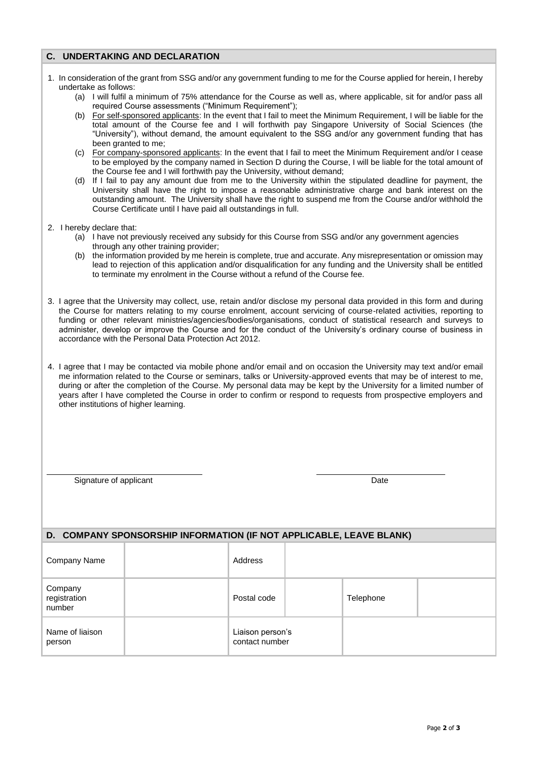## C. UNDERTAKING AND DECLARATION

1. In consideration of the grant from SSG and/or any government funding to me for the Course applied for herein, I hereby undertake as follows:
   (a) I will fulfil a minimum of 75% attendance for the Course as well as, where applicable, sit for and/or pass all required Course assessments ("Minimum Requirement");
   (b) For self-sponsored applicants: In the event that I fail to meet the Minimum Requirement, I will be liable for the total amount of the Course fee and I will forthwith pay Singapore University of Social Sciences (the "University"), without demand, the amount equivalent to the SSG and/or any government funding that has been granted to me;
   (c) For company-sponsored applicants: In the event that I fail to meet the Minimum Requirement and/or I cease to be employed by the company named in Section D during the Course, I will be liable for the total amount of the Course fee and I will forthwith pay the University, without demand;
   (d) If I fail to pay any amount due from me to the University within the stipulated deadline for payment, the University shall have the right to impose a reasonable administrative charge and bank interest on the outstanding amount. The University shall have the right to suspend me from the Course and/or withhold the Course Certificate until I have paid all outstandings in full.

2. I hereby declare that:
   (a) I have not previously received any subsidy for this Course from SSG and/or any government agencies through any other training provider;
   (b) the information provided by me herein is complete, true and accurate. Any misrepresentation or omission may lead to rejection of this application and/or disqualification for any funding and the University shall be entitled to terminate my enrolment in the Course without a refund of the Course fee.

3. I agree that the University may collect, use, retain and/or disclose my personal data provided in this form and during the Course for matters relating to my course enrolment, account servicing of course-related activities, reporting to funding or other relevant ministries/agencies/bodies/organisations, conduct of statistical research and surveys to administer, develop or improve the Course and for the conduct of the University's ordinary course of business in accordance with the Personal Data Protection Act 2012.

4. I agree that I may be contacted via mobile phone and/or email and on occasion the University may text and/or email me information related to the Course or seminars, talks or University-approved events that may be of interest to me, during or after the completion of the Course. My personal data may be kept by the University for a limited number of years after I have completed the Course in order to confirm or respond to requests from prospective employers and other institutions of higher learning.

\_\_\_\_\_\_\_\_\_\_\_\_\_\_\_\_\_\_\_\_\_\_\_\_ \_\_\_\_\_\_\_\_\_\_\_\_\_\_\_\_\_\_\_\_

Signature of applicant Date

## D. COMPANY SPONSORSHIP INFORMATION (IF NOT APPLICABLE, LEAVE BLANK)

| Company Name | | Address | | | |
|---|---|---|---|---|---|
| Company registration number | | Postal code | | Telephone | |
| Name of liaison person | | Liaison person's contact number | | | |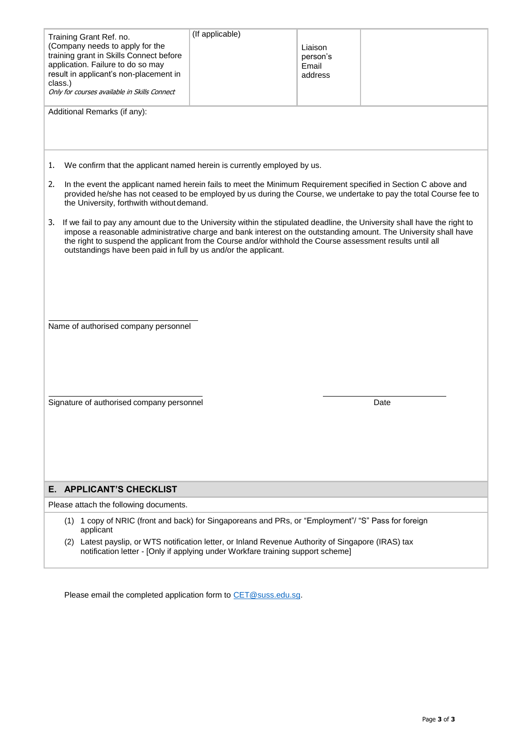| | | | |
|---|---|---|---|
| Training Grant Ref. no.<br>(Company needs to apply for the training grant in Skills Connect before application. Failure to do so may result in applicant's non-placement in class.)<br>*Only for courses available in Skills Connect* | (If applicable) | Liaison person's Email address | |

Additional Remarks (if any):

1. We confirm that the applicant named herein is currently employed by us.
2. In the event the applicant named herein fails to meet the Minimum Requirement specified in Section C above and provided he/she has not ceased to be employed by us during the Course, we undertake to pay the total Course fee to the University, forthwith without demand.
3. If we fail to pay any amount due to the University within the stipulated deadline, the University shall have the right to impose a reasonable administrative charge and bank interest on the outstanding amount. The University shall have the right to suspend the applicant from the Course and/or withhold the Course assessment results until all outstandings have been paid in full by us and/or the applicant.

Name of authorised company personnel

Signature of authorised company personnel

Date

## E. APPLICANT'S CHECKLIST

Please attach the following documents.

(1) 1 copy of NRIC (front and back) for Singaporeans and PRs, or "Employment"/ "S" Pass for foreign applicant

(2) Latest payslip, or WTS notification letter, or Inland Revenue Authority of Singapore (IRAS) tax notification letter - [Only if applying under Workfare training support scheme]

Please email the completed application form to CET@suss.edu.sg.